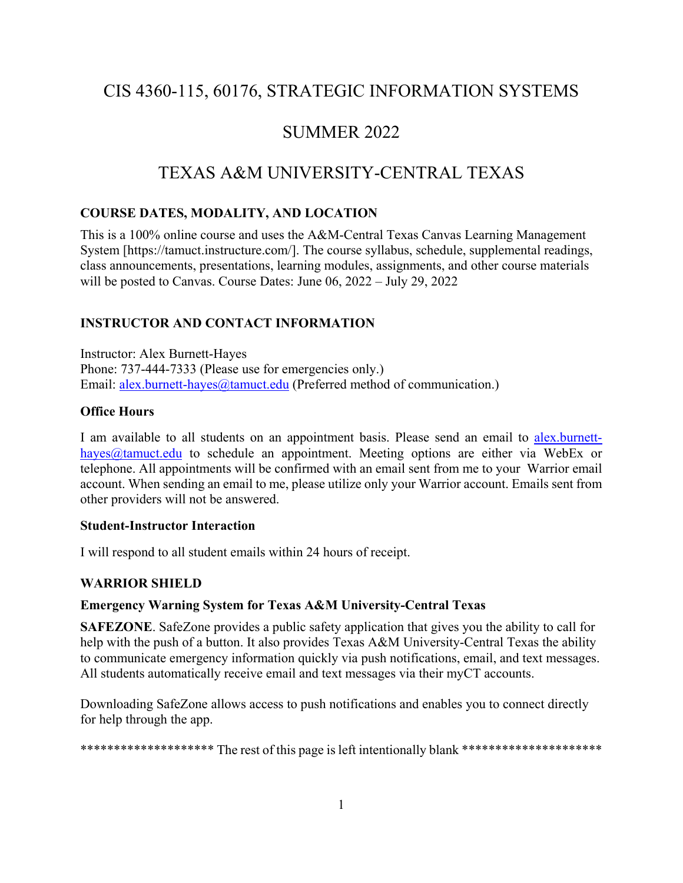# CIS 4360-115, 60176, STRATEGIC INFORMATION SYSTEMS

# SUMMER 2022

# TEXAS A&M UNIVERSITY-CENTRAL TEXAS

### COURSE DATES, MODALITY, AND LOCATION

This is a 100% online course and uses the A&M-Central Texas Canvas Learning Management System [https://tamuct.instructure.com/]. The course syllabus, schedule, supplemental readings, class announcements, presentations, learning modules, assignments, and other course materials will be posted to Canvas. Course Dates: June 06, 2022 – July 29, 2022

### INSTRUCTOR AND CONTACT INFORMATION

Instructor: Alex Burnett-Hayes
Phone: 737-444-7333 (Please use for emergencies only.)
Email: alex.burnett-hayes@tamuct.edu (Preferred method of communication.)

#### Office Hours

I am available to all students on an appointment basis. Please send an email to alex.burnett-hayes@tamuct.edu to schedule an appointment. Meeting options are either via WebEx or telephone. All appointments will be confirmed with an email sent from me to your Warrior email account. When sending an email to me, please utilize only your Warrior account. Emails sent from other providers will not be answered.

#### Student-Instructor Interaction

I will respond to all student emails within 24 hours of receipt.

### WARRIOR SHIELD

#### Emergency Warning System for Texas A&M University-Central Texas

**SAFEZONE**. SafeZone provides a public safety application that gives you the ability to call for help with the push of a button. It also provides Texas A&M University-Central Texas the ability to communicate emergency information quickly via push notifications, email, and text messages. All students automatically receive email and text messages via their myCT accounts.

Downloading SafeZone allows access to push notifications and enables you to connect directly for help through the app.

******************** The rest of this page is left intentionally blank *********************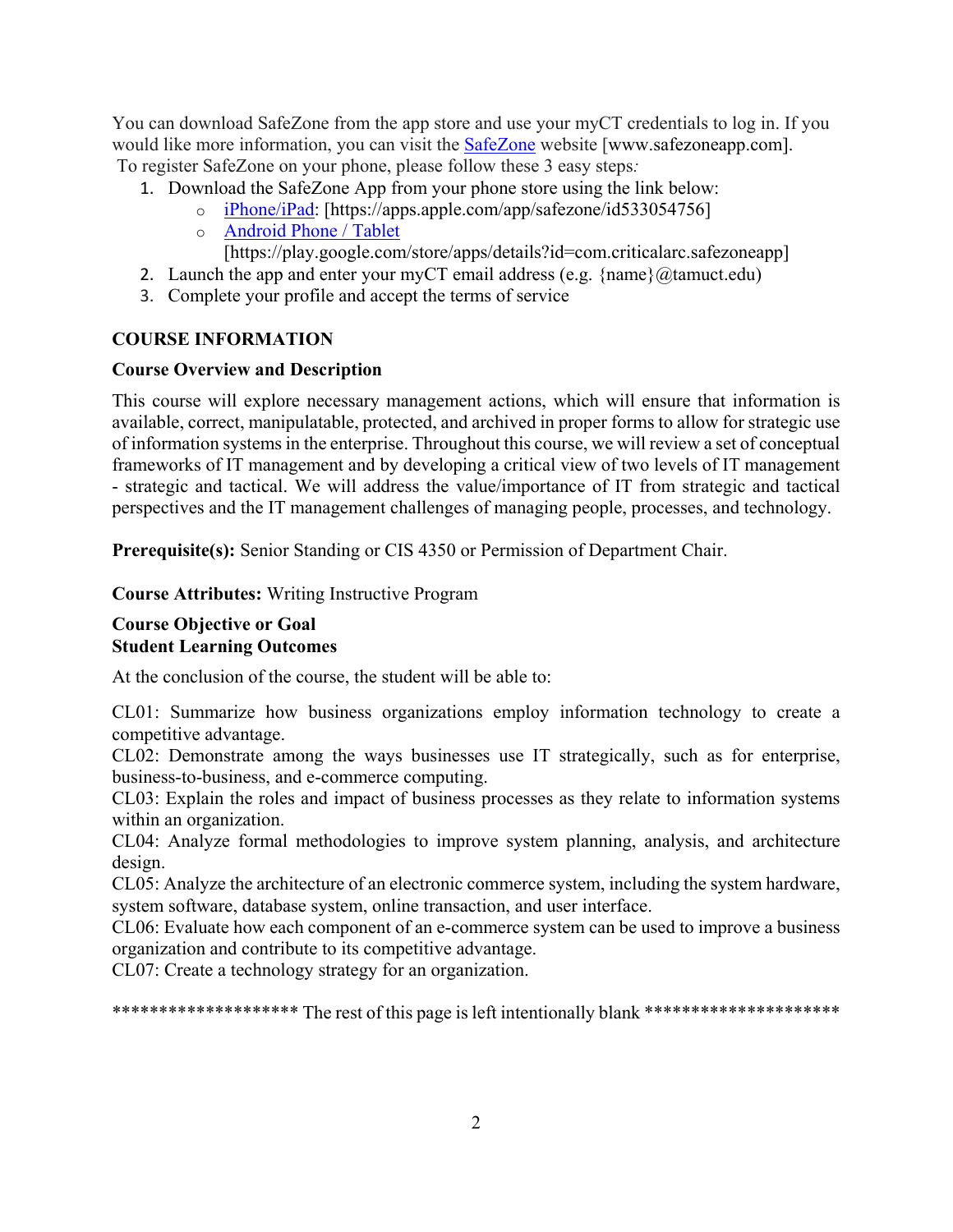You can download SafeZone from the app store and use your myCT credentials to log in. If you would like more information, you can visit the SafeZone website [www.safezoneapp.com].

To register SafeZone on your phone, please follow these 3 easy steps:

1. Download the SafeZone App from your phone store using the link below:
   - iPhone/iPad: [https://apps.apple.com/app/safezone/id533054756]
   - Android Phone / Tablet [https://play.google.com/store/apps/details?id=com.criticalarc.safezoneapp]
2. Launch the app and enter your myCT email address (e.g. {name}@tamuct.edu)
3. Complete your profile and accept the terms of service

## COURSE INFORMATION

### Course Overview and Description

This course will explore necessary management actions, which will ensure that information is available, correct, manipulatable, protected, and archived in proper forms to allow for strategic use of information systems in the enterprise. Throughout this course, we will review a set of conceptual frameworks of IT management and by developing a critical view of two levels of IT management - strategic and tactical. We will address the value/importance of IT from strategic and tactical perspectives and the IT management challenges of managing people, processes, and technology.

**Prerequisite(s):** Senior Standing or CIS 4350 or Permission of Department Chair.

**Course Attributes:** Writing Instructive Program

### Course Objective or Goal
### Student Learning Outcomes

At the conclusion of the course, the student will be able to:

CL01: Summarize how business organizations employ information technology to create a competitive advantage.
CL02: Demonstrate among the ways businesses use IT strategically, such as for enterprise, business-to-business, and e-commerce computing.
CL03: Explain the roles and impact of business processes as they relate to information systems within an organization.
CL04: Analyze formal methodologies to improve system planning, analysis, and architecture design.
CL05: Analyze the architecture of an electronic commerce system, including the system hardware, system software, database system, online transaction, and user interface.
CL06: Evaluate how each component of an e-commerce system can be used to improve a business organization and contribute to its competitive advantage.
CL07: Create a technology strategy for an organization.

******************* The rest of this page is left intentionally blank ********************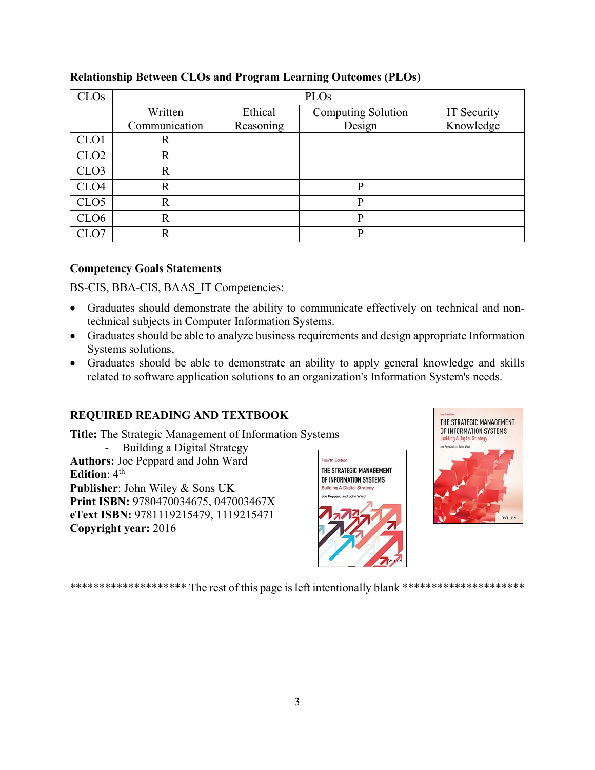**Relationship Between CLOs and Program Learning Outcomes (PLOs)**

| CLOs | PLOs | | | |
|---|---|---|---|---|
| | Written Communication | Ethical Reasoning | Computing Solution Design | IT Security Knowledge |
| CLO1 | R | | | |
| CLO2 | R | | | |
| CLO3 | R | | | |
| CLO4 | R | | P | |
| CLO5 | R | | P | |
| CLO6 | R | | P | |
| CLO7 | R | | P | |

**Competency Goals Statements**

BS-CIS, BBA-CIS, BAAS_IT Competencies:

- Graduates should demonstrate the ability to communicate effectively on technical and non-technical subjects in Computer Information Systems.
- Graduates should be able to analyze business requirements and design appropriate Information Systems solutions,
- Graduates should be able to demonstrate an ability to apply general knowledge and skills related to software application solutions to an organization's Information System's needs.

**REQUIRED READING AND TEXTBOOK**

**Title:** The Strategic Management of Information Systems
- Building a Digital Strategy

**Authors:** Joe Peppard and John Ward
**Edition**: 4th
**Publisher**: John Wiley & Sons UK
**Print ISBN:** 9780470034675, 047003467X
**eText ISBN:** 9781119215479, 1119215471
**Copyright year:** 2016

******************* The rest of this page is left intentionally blank ********************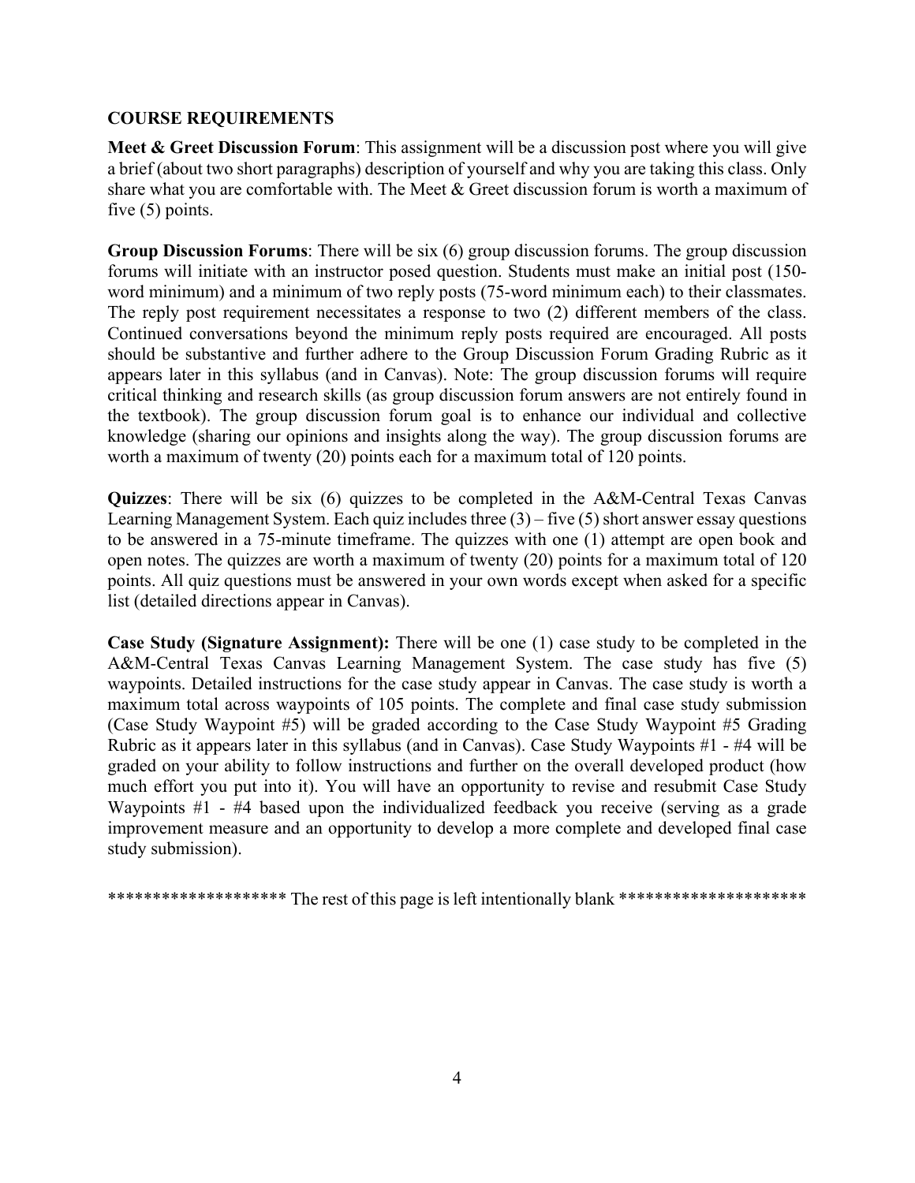## COURSE REQUIREMENTS

**Meet & Greet Discussion Forum**: This assignment will be a discussion post where you will give a brief (about two short paragraphs) description of yourself and why you are taking this class. Only share what you are comfortable with. The Meet & Greet discussion forum is worth a maximum of five (5) points.

**Group Discussion Forums**: There will be six (6) group discussion forums. The group discussion forums will initiate with an instructor posed question. Students must make an initial post (150-word minimum) and a minimum of two reply posts (75-word minimum each) to their classmates. The reply post requirement necessitates a response to two (2) different members of the class. Continued conversations beyond the minimum reply posts required are encouraged. All posts should be substantive and further adhere to the Group Discussion Forum Grading Rubric as it appears later in this syllabus (and in Canvas). Note: The group discussion forums will require critical thinking and research skills (as group discussion forum answers are not entirely found in the textbook). The group discussion forum goal is to enhance our individual and collective knowledge (sharing our opinions and insights along the way). The group discussion forums are worth a maximum of twenty (20) points each for a maximum total of 120 points.

**Quizzes**: There will be six (6) quizzes to be completed in the A&M-Central Texas Canvas Learning Management System. Each quiz includes three (3) – five (5) short answer essay questions to be answered in a 75-minute timeframe. The quizzes with one (1) attempt are open book and open notes. The quizzes are worth a maximum of twenty (20) points for a maximum total of 120 points. All quiz questions must be answered in your own words except when asked for a specific list (detailed directions appear in Canvas).

**Case Study (Signature Assignment):** There will be one (1) case study to be completed in the A&M-Central Texas Canvas Learning Management System. The case study has five (5) waypoints. Detailed instructions for the case study appear in Canvas. The case study is worth a maximum total across waypoints of 105 points. The complete and final case study submission (Case Study Waypoint #5) will be graded according to the Case Study Waypoint #5 Grading Rubric as it appears later in this syllabus (and in Canvas). Case Study Waypoints #1 - #4 will be graded on your ability to follow instructions and further on the overall developed product (how much effort you put into it). You will have an opportunity to revise and resubmit Case Study Waypoints #1 - #4 based upon the individualized feedback you receive (serving as a grade improvement measure and an opportunity to develop a more complete and developed final case study submission).

******************** The rest of this page is left intentionally blank ********************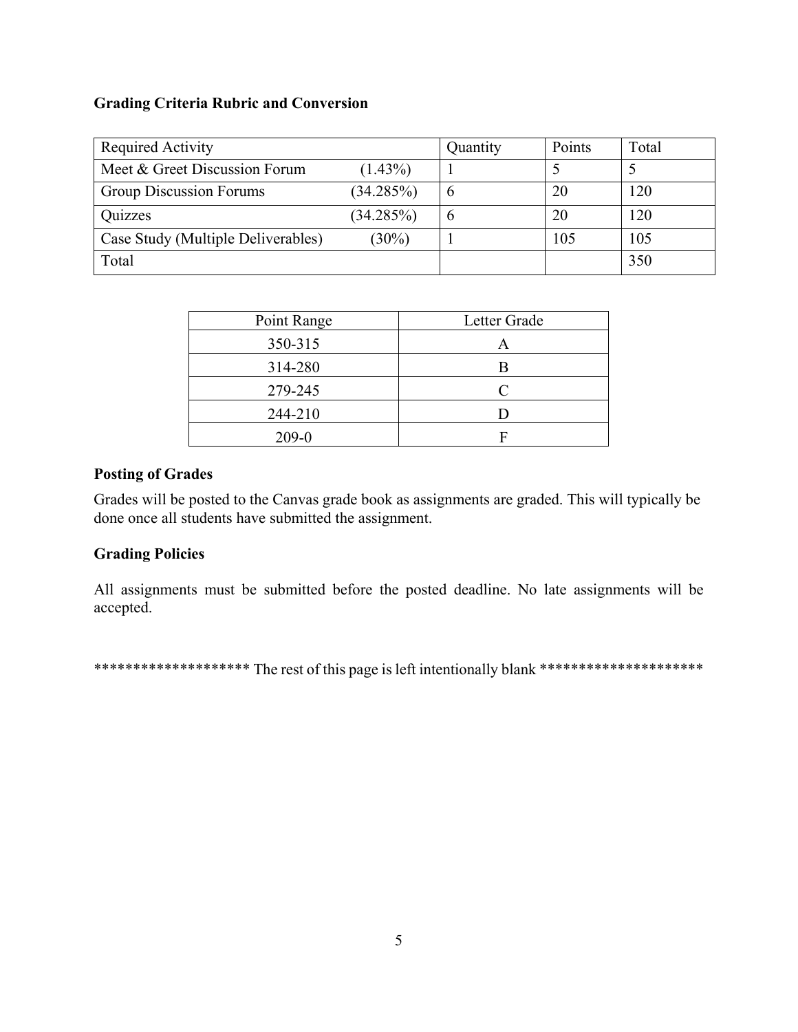**Grading Criteria Rubric and Conversion**

| Required Activity | | Quantity | Points | Total |
|---|---|---|---|---|
| Meet & Greet Discussion Forum | (1.43%) | 1 | 5 | 5 |
| Group Discussion Forums | (34.285%) | 6 | 20 | 120 |
| Quizzes | (34.285%) | 6 | 20 | 120 |
| Case Study (Multiple Deliverables) | (30%) | 1 | 105 | 105 |
| Total | | | | 350 |

| Point Range | Letter Grade |
|---|---|
| 350-315 | A |
| 314-280 | B |
| 279-245 | C |
| 244-210 | D |
| 209-0 | F |

**Posting of Grades**

Grades will be posted to the Canvas grade book as assignments are graded. This will typically be done once all students have submitted the assignment.

**Grading Policies**

All assignments must be submitted before the posted deadline. No late assignments will be accepted.

******************** The rest of this page is left intentionally blank *********************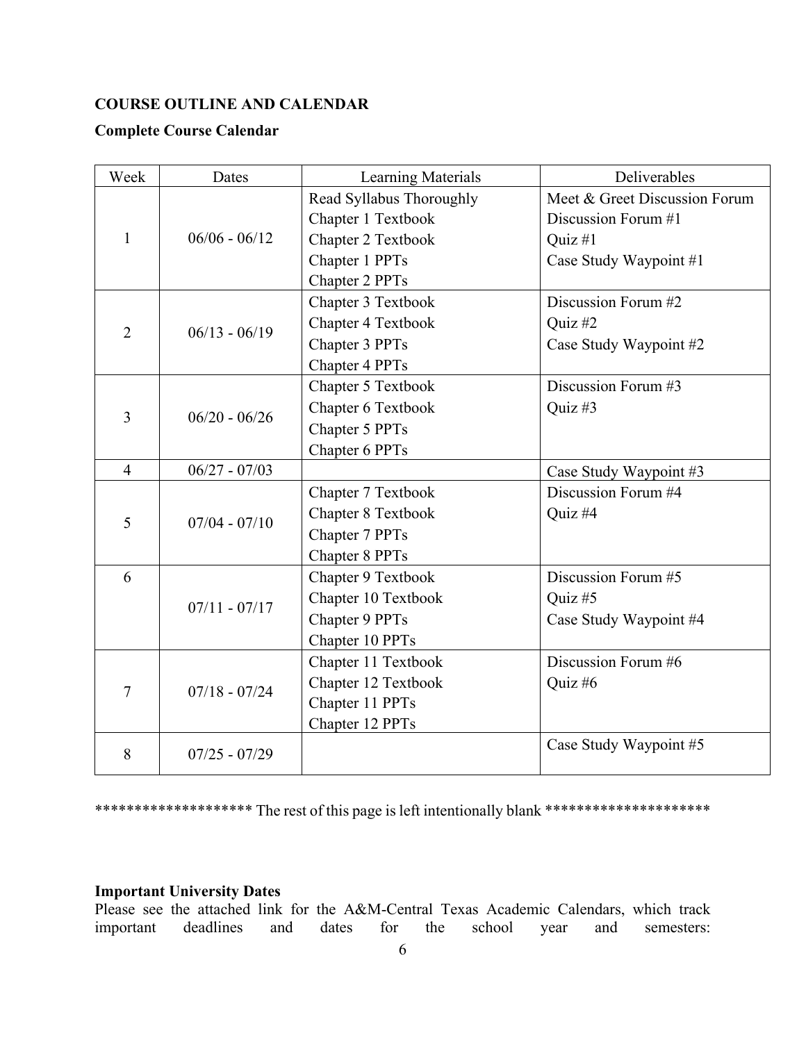**COURSE OUTLINE AND CALENDAR**

**Complete Course Calendar**

| Week | Dates | Learning Materials | Deliverables |
|---|---|---|---|
| 1 | 06/06 - 06/12 | Read Syllabus Thoroughly<br>Chapter 1 Textbook<br>Chapter 2 Textbook<br>Chapter 1 PPTs<br>Chapter 2 PPTs | Meet & Greet Discussion Forum<br>Discussion Forum #1<br>Quiz #1<br>Case Study Waypoint #1 |
| 2 | 06/13 - 06/19 | Chapter 3 Textbook<br>Chapter 4 Textbook<br>Chapter 3 PPTs<br>Chapter 4 PPTs | Discussion Forum #2<br>Quiz #2<br>Case Study Waypoint #2 |
| 3 | 06/20 - 06/26 | Chapter 5 Textbook<br>Chapter 6 Textbook<br>Chapter 5 PPTs<br>Chapter 6 PPTs | Discussion Forum #3<br>Quiz #3 |
| 4 | 06/27 - 07/03 | | Case Study Waypoint #3 |
| 5 | 07/04 - 07/10 | Chapter 7 Textbook<br>Chapter 8 Textbook<br>Chapter 7 PPTs<br>Chapter 8 PPTs | Discussion Forum #4<br>Quiz #4 |
| 6 | 07/11 - 07/17 | Chapter 9 Textbook<br>Chapter 10 Textbook<br>Chapter 9 PPTs<br>Chapter 10 PPTs | Discussion Forum #5<br>Quiz #5<br>Case Study Waypoint #4 |
| 7 | 07/18 - 07/24 | Chapter 11 Textbook<br>Chapter 12 Textbook<br>Chapter 11 PPTs<br>Chapter 12 PPTs | Discussion Forum #6<br>Quiz #6 |
| 8 | 07/25 - 07/29 | | Case Study Waypoint #5 |

******************* The rest of this page is left intentionally blank ********************

**Important University Dates**

Please see the attached link for the A&M-Central Texas Academic Calendars, which track important deadlines and dates for the school year and semesters: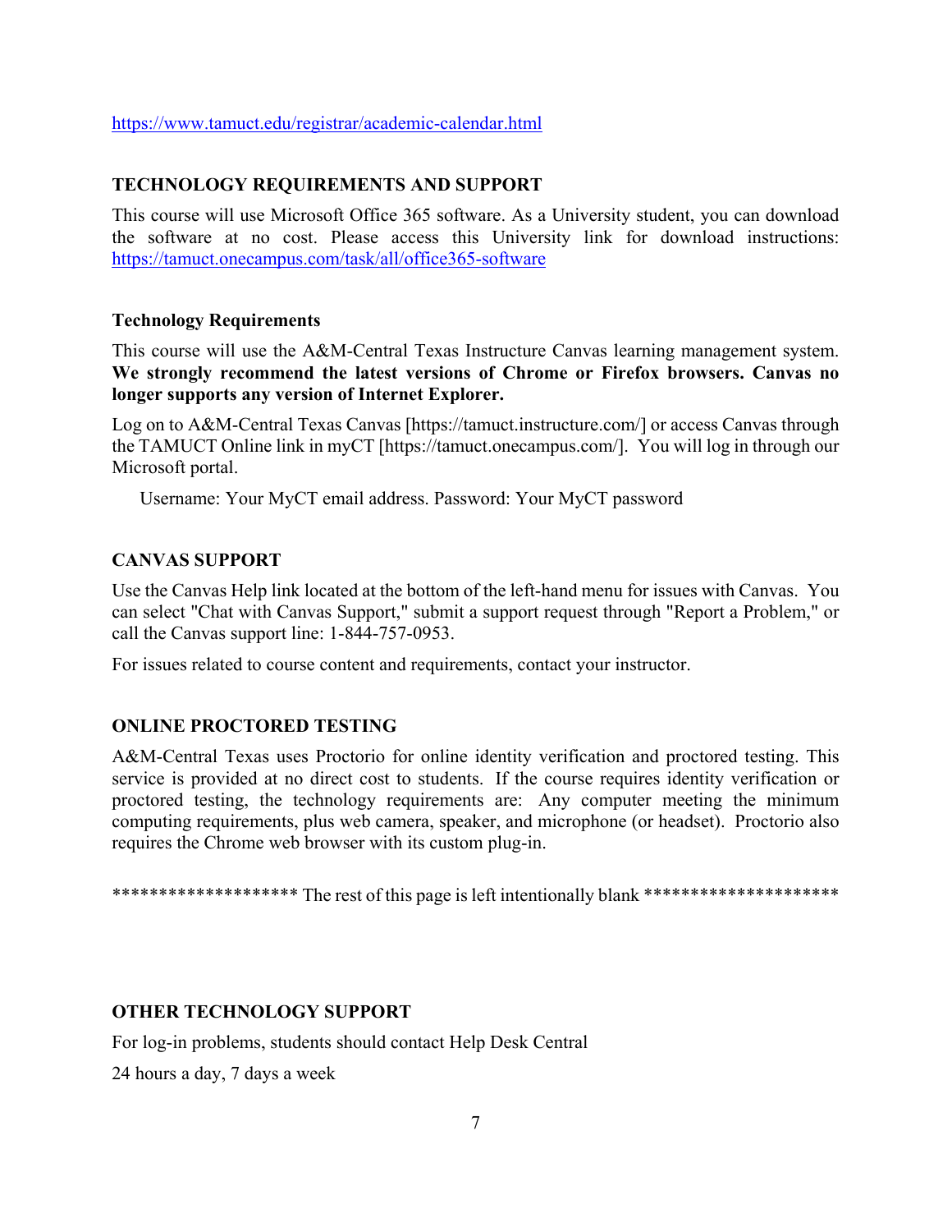https://www.tamuct.edu/registrar/academic-calendar.html

## TECHNOLOGY REQUIREMENTS AND SUPPORT

This course will use Microsoft Office 365 software. As a University student, you can download the software at no cost. Please access this University link for download instructions: https://tamuct.onecampus.com/task/all/office365-software

### Technology Requirements

This course will use the A&M-Central Texas Instructure Canvas learning management system. **We strongly recommend the latest versions of Chrome or Firefox browsers. Canvas no longer supports any version of Internet Explorer.**

Log on to A&M-Central Texas Canvas [https://tamuct.instructure.com/] or access Canvas through the TAMUCT Online link in myCT [https://tamuct.onecampus.com/]. You will log in through our Microsoft portal.

Username: Your MyCT email address. Password: Your MyCT password

## CANVAS SUPPORT

Use the Canvas Help link located at the bottom of the left-hand menu for issues with Canvas. You can select "Chat with Canvas Support," submit a support request through "Report a Problem," or call the Canvas support line: 1-844-757-0953.

For issues related to course content and requirements, contact your instructor.

## ONLINE PROCTORED TESTING

A&M-Central Texas uses Proctorio for online identity verification and proctored testing. This service is provided at no direct cost to students. If the course requires identity verification or proctored testing, the technology requirements are: Any computer meeting the minimum computing requirements, plus web camera, speaker, and microphone (or headset). Proctorio also requires the Chrome web browser with its custom plug-in.

******************* The rest of this page is left intentionally blank ********************

## OTHER TECHNOLOGY SUPPORT

For log-in problems, students should contact Help Desk Central

24 hours a day, 7 days a week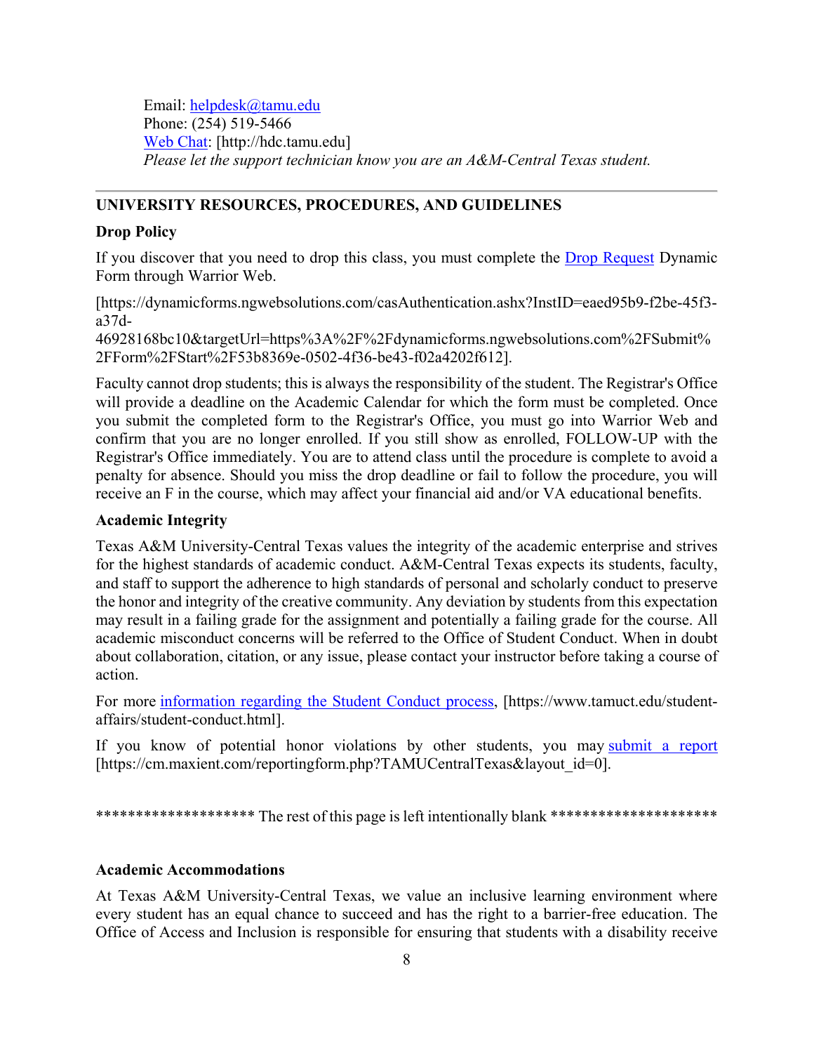Email: [helpdesk@tamu.edu](mailto:helpdesk@tamu.edu)
Phone: (254) 519-5466
[Web Chat](http://hdc.tamu.edu): [http://hdc.tamu.edu]
*Please let the support technician know you are an A&M-Central Texas student.*

---

## UNIVERSITY RESOURCES, PROCEDURES, AND GUIDELINES

### Drop Policy

If you discover that you need to drop this class, you must complete the [Drop Request](https://dynamicforms.ngwebsolutions.com/casAuthentication.ashx?InstID=eaed95b9-f2be-45f3-a37d-46928168bc10&targetUrl=https%3A%2F%2Fdynamicforms.ngwebsolutions.com%2FSubmit%2FForm%2FStart%2F53b8369e-0502-4f36-be43-f02a4202f612) Dynamic Form through Warrior Web.

[https://dynamicforms.ngwebsolutions.com/casAuthentication.ashx?InstID=eaed95b9-f2be-45f3-a37d-46928168bc10&targetUrl=https%3A%2F%2Fdynamicforms.ngwebsolutions.com%2FSubmit%2FForm%2FStart%2F53b8369e-0502-4f36-be43-f02a4202f612].

Faculty cannot drop students; this is always the responsibility of the student. The Registrar's Office will provide a deadline on the Academic Calendar for which the form must be completed. Once you submit the completed form to the Registrar's Office, you must go into Warrior Web and confirm that you are no longer enrolled. If you still show as enrolled, FOLLOW-UP with the Registrar's Office immediately. You are to attend class until the procedure is complete to avoid a penalty for absence. Should you miss the drop deadline or fail to follow the procedure, you will receive an F in the course, which may affect your financial aid and/or VA educational benefits.

### Academic Integrity

Texas A&M University-Central Texas values the integrity of the academic enterprise and strives for the highest standards of academic conduct. A&M-Central Texas expects its students, faculty, and staff to support the adherence to high standards of personal and scholarly conduct to preserve the honor and integrity of the creative community. Any deviation by students from this expectation may result in a failing grade for the assignment and potentially a failing grade for the course. All academic misconduct concerns will be referred to the Office of Student Conduct. When in doubt about collaboration, citation, or any issue, please contact your instructor before taking a course of action.

For more [information regarding the Student Conduct process](https://www.tamuct.edu/student-affairs/student-conduct.html), [https://www.tamuct.edu/student-affairs/student-conduct.html].

If you know of potential honor violations by other students, you may [submit a report](https://cm.maxient.com/reportingform.php?TAMUCentralTexas&layout_id=0) [https://cm.maxient.com/reportingform.php?TAMUCentralTexas&layout_id=0].

******************* The rest of this page is left intentionally blank ********************

### Academic Accommodations

At Texas A&M University-Central Texas, we value an inclusive learning environment where every student has an equal chance to succeed and has the right to a barrier-free education. The Office of Access and Inclusion is responsible for ensuring that students with a disability receive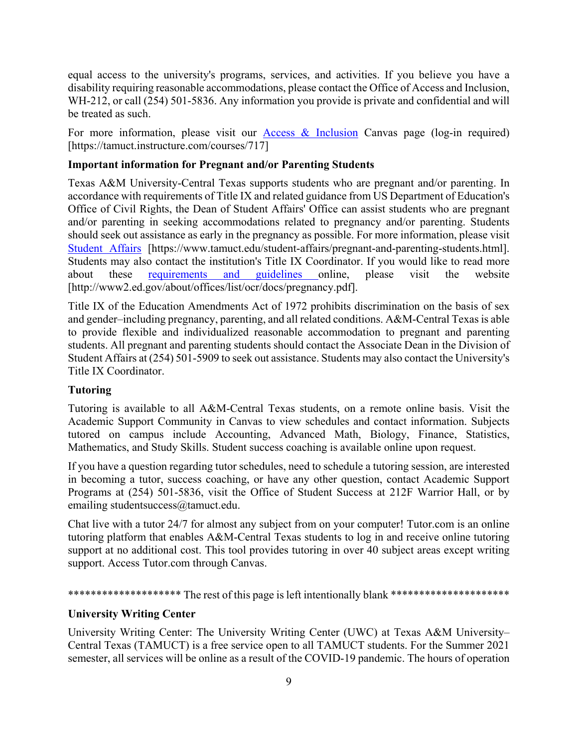equal access to the university's programs, services, and activities. If you believe you have a disability requiring reasonable accommodations, please contact the Office of Access and Inclusion, WH-212, or call (254) 501-5836. Any information you provide is private and confidential and will be treated as such.

For more information, please visit our Access & Inclusion Canvas page (log-in required) [https://tamuct.instructure.com/courses/717]

**Important information for Pregnant and/or Parenting Students**

Texas A&M University-Central Texas supports students who are pregnant and/or parenting. In accordance with requirements of Title IX and related guidance from US Department of Education's Office of Civil Rights, the Dean of Student Affairs' Office can assist students who are pregnant and/or parenting in seeking accommodations related to pregnancy and/or parenting. Students should seek out assistance as early in the pregnancy as possible. For more information, please visit Student Affairs [https://www.tamuct.edu/student-affairs/pregnant-and-parenting-students.html]. Students may also contact the institution's Title IX Coordinator. If you would like to read more about these requirements and guidelines online, please visit the website [http://www2.ed.gov/about/offices/list/ocr/docs/pregnancy.pdf].

Title IX of the Education Amendments Act of 1972 prohibits discrimination on the basis of sex and gender–including pregnancy, parenting, and all related conditions. A&M-Central Texas is able to provide flexible and individualized reasonable accommodation to pregnant and parenting students. All pregnant and parenting students should contact the Associate Dean in the Division of Student Affairs at (254) 501-5909 to seek out assistance. Students may also contact the University's Title IX Coordinator.

**Tutoring**

Tutoring is available to all A&M-Central Texas students, on a remote online basis. Visit the Academic Support Community in Canvas to view schedules and contact information. Subjects tutored on campus include Accounting, Advanced Math, Biology, Finance, Statistics, Mathematics, and Study Skills. Student success coaching is available online upon request.

If you have a question regarding tutor schedules, need to schedule a tutoring session, are interested in becoming a tutor, success coaching, or have any other question, contact Academic Support Programs at (254) 501-5836, visit the Office of Student Success at 212F Warrior Hall, or by emailing studentsuccess@tamuct.edu.

Chat live with a tutor 24/7 for almost any subject from on your computer! Tutor.com is an online tutoring platform that enables A&M-Central Texas students to log in and receive online tutoring support at no additional cost. This tool provides tutoring in over 40 subject areas except writing support. Access Tutor.com through Canvas.

******************* The rest of this page is left intentionally blank ********************

**University Writing Center**

University Writing Center: The University Writing Center (UWC) at Texas A&M University–Central Texas (TAMUCT) is a free service open to all TAMUCT students. For the Summer 2021 semester, all services will be online as a result of the COVID-19 pandemic. The hours of operation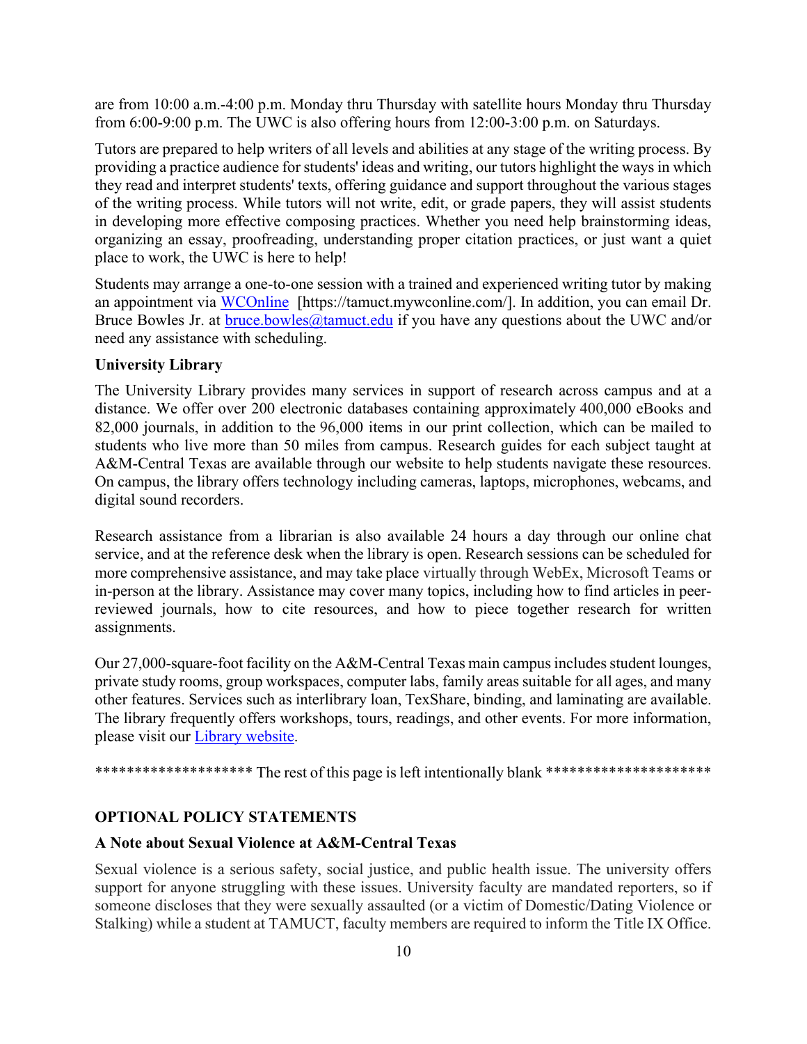are from 10:00 a.m.-4:00 p.m. Monday thru Thursday with satellite hours Monday thru Thursday from 6:00-9:00 p.m. The UWC is also offering hours from 12:00-3:00 p.m. on Saturdays.

Tutors are prepared to help writers of all levels and abilities at any stage of the writing process. By providing a practice audience for students' ideas and writing, our tutors highlight the ways in which they read and interpret students' texts, offering guidance and support throughout the various stages of the writing process. While tutors will not write, edit, or grade papers, they will assist students in developing more effective composing practices. Whether you need help brainstorming ideas, organizing an essay, proofreading, understanding proper citation practices, or just want a quiet place to work, the UWC is here to help!

Students may arrange a one-to-one session with a trained and experienced writing tutor by making an appointment via WCOnline [https://tamuct.mywconline.com/]. In addition, you can email Dr. Bruce Bowles Jr. at bruce.bowles@tamuct.edu if you have any questions about the UWC and/or need any assistance with scheduling.

**University Library**

The University Library provides many services in support of research across campus and at a distance. We offer over 200 electronic databases containing approximately 400,000 eBooks and 82,000 journals, in addition to the 96,000 items in our print collection, which can be mailed to students who live more than 50 miles from campus. Research guides for each subject taught at A&M-Central Texas are available through our website to help students navigate these resources. On campus, the library offers technology including cameras, laptops, microphones, webcams, and digital sound recorders.

Research assistance from a librarian is also available 24 hours a day through our online chat service, and at the reference desk when the library is open. Research sessions can be scheduled for more comprehensive assistance, and may take place virtually through WebEx, Microsoft Teams or in-person at the library. Assistance may cover many topics, including how to find articles in peer-reviewed journals, how to cite resources, and how to piece together research for written assignments.

Our 27,000-square-foot facility on the A&M-Central Texas main campus includes student lounges, private study rooms, group workspaces, computer labs, family areas suitable for all ages, and many other features. Services such as interlibrary loan, TexShare, binding, and laminating are available. The library frequently offers workshops, tours, readings, and other events. For more information, please visit our Library website.

******************* The rest of this page is left intentionally blank ********************

**OPTIONAL POLICY STATEMENTS**

**A Note about Sexual Violence at A&M-Central Texas**

Sexual violence is a serious safety, social justice, and public health issue. The university offers support for anyone struggling with these issues. University faculty are mandated reporters, so if someone discloses that they were sexually assaulted (or a victim of Domestic/Dating Violence or Stalking) while a student at TAMUCT, faculty members are required to inform the Title IX Office.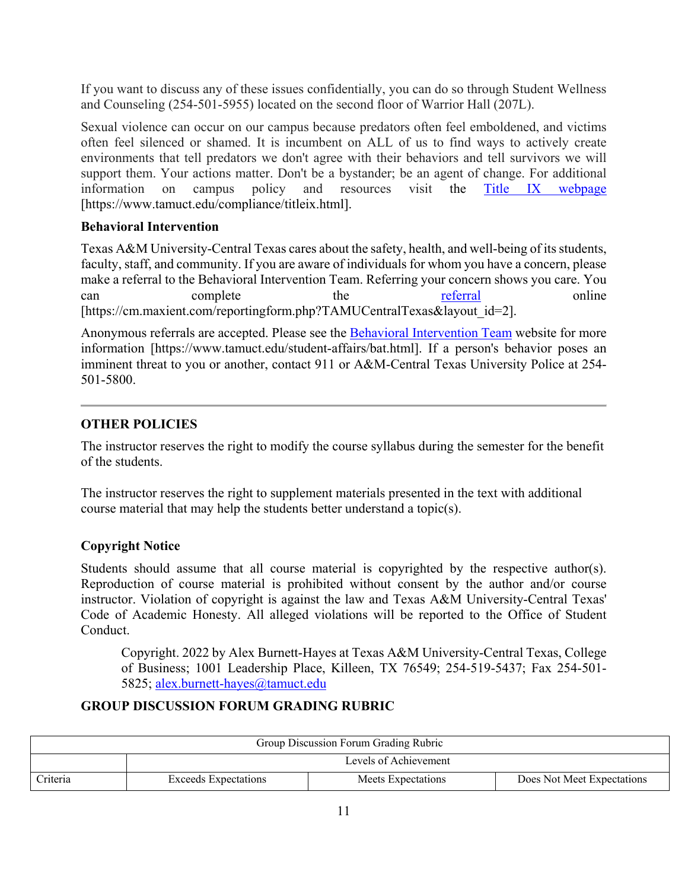If you want to discuss any of these issues confidentially, you can do so through Student Wellness and Counseling (254-501-5955) located on the second floor of Warrior Hall (207L).

Sexual violence can occur on our campus because predators often feel emboldened, and victims often feel silenced or shamed. It is incumbent on ALL of us to find ways to actively create environments that tell predators we don't agree with their behaviors and tell survivors we will support them. Your actions matter. Don't be a bystander; be an agent of change. For additional information on campus policy and resources visit the Title IX webpage [https://www.tamuct.edu/compliance/titleix.html].

**Behavioral Intervention**

Texas A&M University-Central Texas cares about the safety, health, and well-being of its students, faculty, staff, and community. If you are aware of individuals for whom you have a concern, please make a referral to the Behavioral Intervention Team. Referring your concern shows you care. You can complete the referral online [https://cm.maxient.com/reportingform.php?TAMUCentralTexas&layout_id=2].

Anonymous referrals are accepted. Please see the Behavioral Intervention Team website for more information [https://www.tamuct.edu/student-affairs/bat.html]. If a person's behavior poses an imminent threat to you or another, contact 911 or A&M-Central Texas University Police at 254-501-5800.

---

## OTHER POLICIES

The instructor reserves the right to modify the course syllabus during the semester for the benefit of the students.

The instructor reserves the right to supplement materials presented in the text with additional course material that may help the students better understand a topic(s).

**Copyright Notice**

Students should assume that all course material is copyrighted by the respective author(s). Reproduction of course material is prohibited without consent by the author and/or course instructor. Violation of copyright is against the law and Texas A&M University-Central Texas' Code of Academic Honesty. All alleged violations will be reported to the Office of Student Conduct.

> Copyright. 2022 by Alex Burnett-Hayes at Texas A&M University-Central Texas, College of Business; 1001 Leadership Place, Killeen, TX 76549; 254-519-5437; Fax 254-501-5825; alex.burnett-hayes@tamuct.edu

## GROUP DISCUSSION FORUM GRADING RUBRIC

| Group Discussion Forum Grading Rubric | | | |
|---|---|---|---|
| | Levels of Achievement | | |
| Criteria | Exceeds Expectations | Meets Expectations | Does Not Meet Expectations |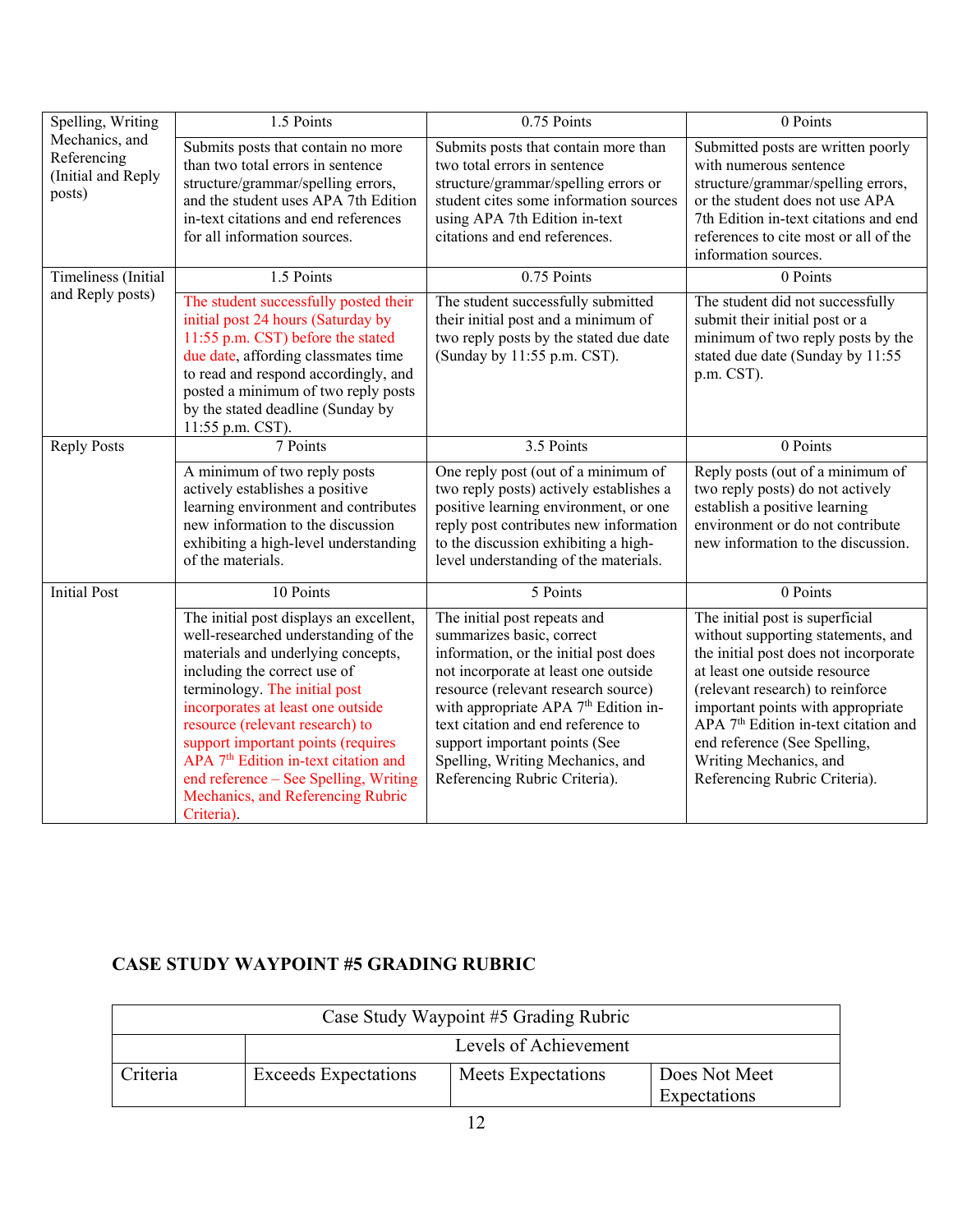| Spelling, Writing Mechanics, and Referencing (Initial and Reply posts) | 1.5 Points | 0.75 Points | 0 Points |
|---|---|---|---|
| | Submits posts that contain no more than two total errors in sentence structure/grammar/spelling errors, and the student uses APA 7th Edition in-text citations and end references for all information sources. | Submits posts that contain more than two total errors in sentence structure/grammar/spelling errors or student cites some information sources using APA 7th Edition in-text citations and end references. | Submitted posts are written poorly with numerous sentence structure/grammar/spelling errors, or the student does not use APA 7th Edition in-text citations and end references to cite most or all of the information sources. |
| Timeliness (Initial and Reply posts) | 1.5 Points | 0.75 Points | 0 Points |
| | The student successfully posted their initial post 24 hours (Saturday by 11:55 p.m. CST) before the stated due date, affording classmates time to read and respond accordingly, and posted a minimum of two reply posts by the stated deadline (Sunday by 11:55 p.m. CST). | The student successfully submitted their initial post and a minimum of two reply posts by the stated due date (Sunday by 11:55 p.m. CST). | The student did not successfully submit their initial post or a minimum of two reply posts by the stated due date (Sunday by 11:55 p.m. CST). |
| Reply Posts | 7 Points | 3.5 Points | 0 Points |
| | A minimum of two reply posts actively establishes a positive learning environment and contributes new information to the discussion exhibiting a high-level understanding of the materials. | One reply post (out of a minimum of two reply posts) actively establishes a positive learning environment, or one reply post contributes new information to the discussion exhibiting a high-level understanding of the materials. | Reply posts (out of a minimum of two reply posts) do not actively establish a positive learning environment or do not contribute new information to the discussion. |
| Initial Post | 10 Points | 5 Points | 0 Points |
| | The initial post displays an excellent, well-researched understanding of the materials and underlying concepts, including the correct use of terminology. The initial post incorporates at least one outside resource (relevant research) to support important points (requires APA 7th Edition in-text citation and end reference – See Spelling, Writing Mechanics, and Referencing Rubric Criteria). | The initial post repeats and summarizes basic, correct information, or the initial post does not incorporate at least one outside resource (relevant research source) with appropriate APA 7th Edition in-text citation and end reference to support important points (See Spelling, Writing Mechanics, and Referencing Rubric Criteria). | The initial post is superficial without supporting statements, and the initial post does not incorporate at least one outside resource (relevant research) to reinforce important points with appropriate APA 7th Edition in-text citation and end reference (See Spelling, Writing Mechanics, and Referencing Rubric Criteria). |

## CASE STUDY WAYPOINT #5 GRADING RUBRIC

| Case Study Waypoint #5 Grading Rubric | | | |
|---|---|---|---|
| | Levels of Achievement | | |
| Criteria | Exceeds Expectations | Meets Expectations | Does Not Meet Expectations |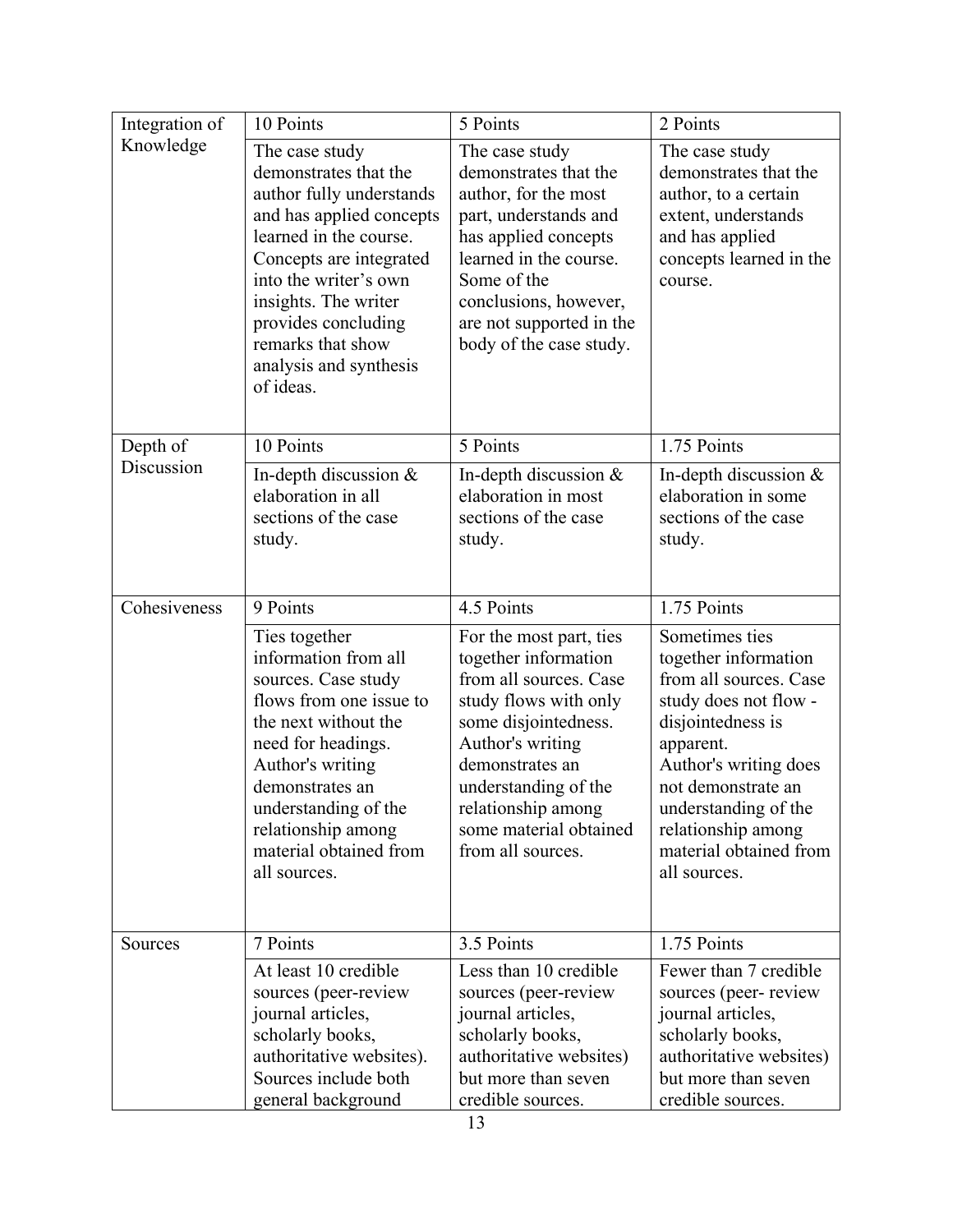| Integration of Knowledge | 10 Points | 5 Points | 2 Points |
|---|---|---|---|
| | The case study demonstrates that the author fully understands and has applied concepts learned in the course. Concepts are integrated into the writer's own insights. The writer provides concluding remarks that show analysis and synthesis of ideas. | The case study demonstrates that the author, for the most part, understands and has applied concepts learned in the course. Some of the conclusions, however, are not supported in the body of the case study. | The case study demonstrates that the author, to a certain extent, understands and has applied concepts learned in the course. |
| Depth of Discussion | 10 Points | 5 Points | 1.75 Points |
| | In-depth discussion & elaboration in all sections of the case study. | In-depth discussion & elaboration in most sections of the case study. | In-depth discussion & elaboration in some sections of the case study. |
| Cohesiveness | 9 Points | 4.5 Points | 1.75 Points |
| | Ties together information from all sources. Case study flows from one issue to the next without the need for headings. Author's writing demonstrates an understanding of the relationship among material obtained from all sources. | For the most part, ties together information from all sources. Case study flows with only some disjointedness. Author's writing demonstrates an understanding of the relationship among some material obtained from all sources. | Sometimes ties together information from all sources. Case study does not flow - disjointedness is apparent. Author's writing does not demonstrate an understanding of the relationship among material obtained from all sources. |
| Sources | 7 Points | 3.5 Points | 1.75 Points |
| | At least 10 credible sources (peer-review journal articles, scholarly books, authoritative websites). Sources include both general background | Less than 10 credible sources (peer-review journal articles, scholarly books, authoritative websites) but more than seven credible sources. | Fewer than 7 credible sources (peer- review journal articles, scholarly books, authoritative websites) but more than seven credible sources. |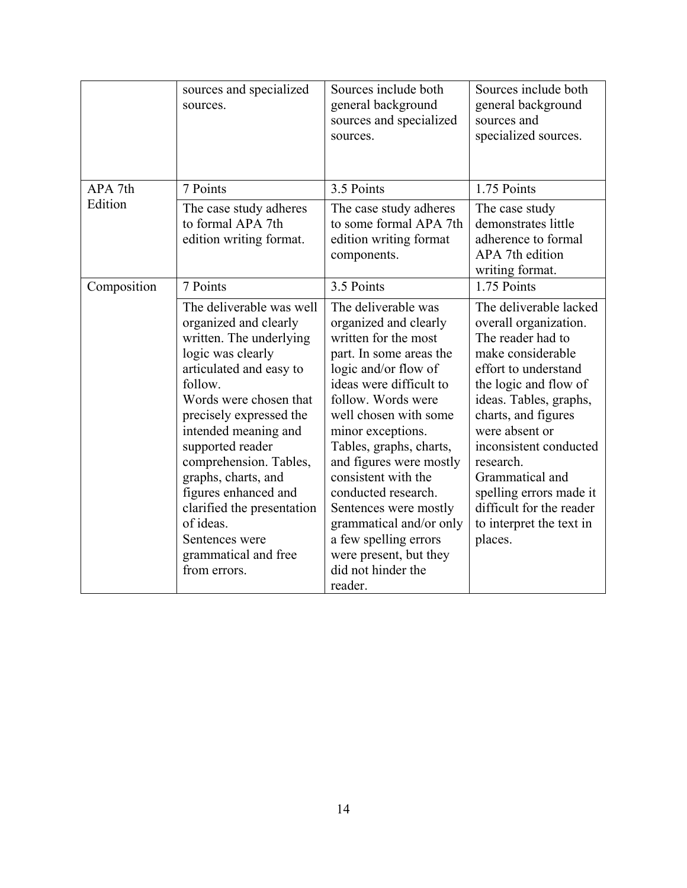| | | | |
|---|---|---|---|
| | sources and specialized sources. | Sources include both general background sources and specialized sources. | Sources include both general background sources and specialized sources. |
| APA 7th Edition | 7 Points | 3.5 Points | 1.75 Points |
| | The case study adheres to formal APA 7th edition writing format. | The case study adheres to some formal APA 7th edition writing format components. | The case study demonstrates little adherence to formal APA 7th edition writing format. |
| Composition | 7 Points | 3.5 Points | 1.75 Points |
| | The deliverable was well organized and clearly written. The underlying logic was clearly articulated and easy to follow. Words were chosen that precisely expressed the intended meaning and supported reader comprehension. Tables, graphs, charts, and figures enhanced and clarified the presentation of ideas. Sentences were grammatical and free from errors. | The deliverable was organized and clearly written for the most part. In some areas the logic and/or flow of ideas were difficult to follow. Words were well chosen with some minor exceptions. Tables, graphs, charts, and figures were mostly consistent with the conducted research. Sentences were mostly grammatical and/or only a few spelling errors were present, but they did not hinder the reader. | The deliverable lacked overall organization. The reader had to make considerable effort to understand the logic and flow of ideas. Tables, graphs, charts, and figures were absent or inconsistent conducted research. Grammatical and spelling errors made it difficult for the reader to interpret the text in places. |